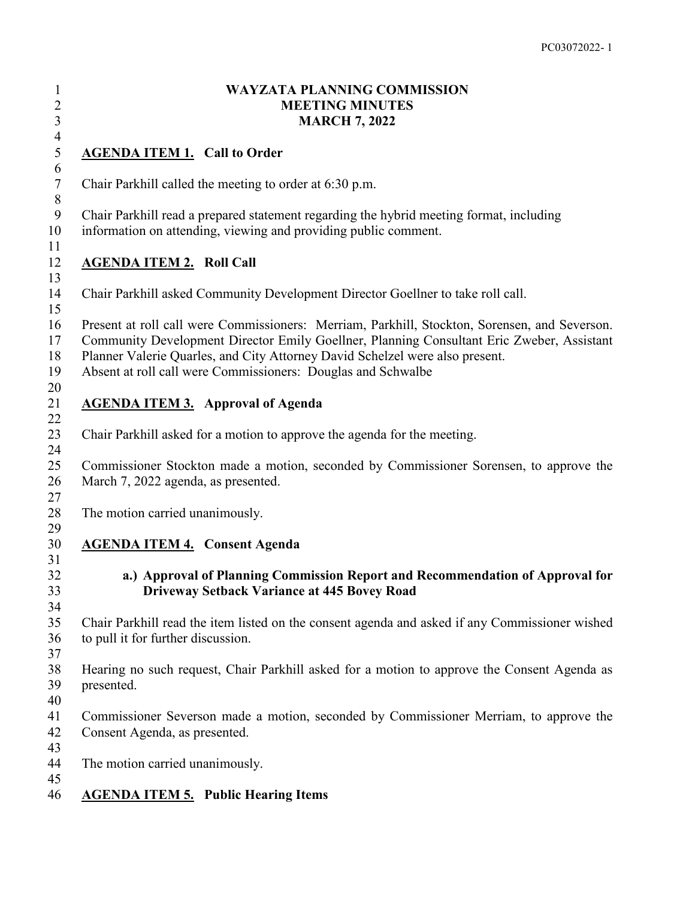# WAYZATA PLANNING COMMISSION
# MEETING MINUTES
# MARCH 7, 2022

## AGENDA ITEM 1. Call to Order

Chair Parkhill called the meeting to order at 6:30 p.m.

Chair Parkhill read a prepared statement regarding the hybrid meeting format, including information on attending, viewing and providing public comment.

## AGENDA ITEM 2. Roll Call

Chair Parkhill asked Community Development Director Goellner to take roll call.

Present at roll call were Commissioners: Merriam, Parkhill, Stockton, Sorensen, and Severson. Community Development Director Emily Goellner, Planning Consultant Eric Zweber, Assistant Planner Valerie Quarles, and City Attorney David Schelzel were also present.
Absent at roll call were Commissioners: Douglas and Schwalbe

## AGENDA ITEM 3. Approval of Agenda

Chair Parkhill asked for a motion to approve the agenda for the meeting.

Commissioner Stockton made a motion, seconded by Commissioner Sorensen, to approve the March 7, 2022 agenda, as presented.

The motion carried unanimously.

## AGENDA ITEM 4. Consent Agenda

### a.) Approval of Planning Commission Report and Recommendation of Approval for Driveway Setback Variance at 445 Bovey Road

Chair Parkhill read the item listed on the consent agenda and asked if any Commissioner wished to pull it for further discussion.

Hearing no such request, Chair Parkhill asked for a motion to approve the Consent Agenda as presented.

Commissioner Severson made a motion, seconded by Commissioner Merriam, to approve the Consent Agenda, as presented.

The motion carried unanimously.

## AGENDA ITEM 5. Public Hearing Items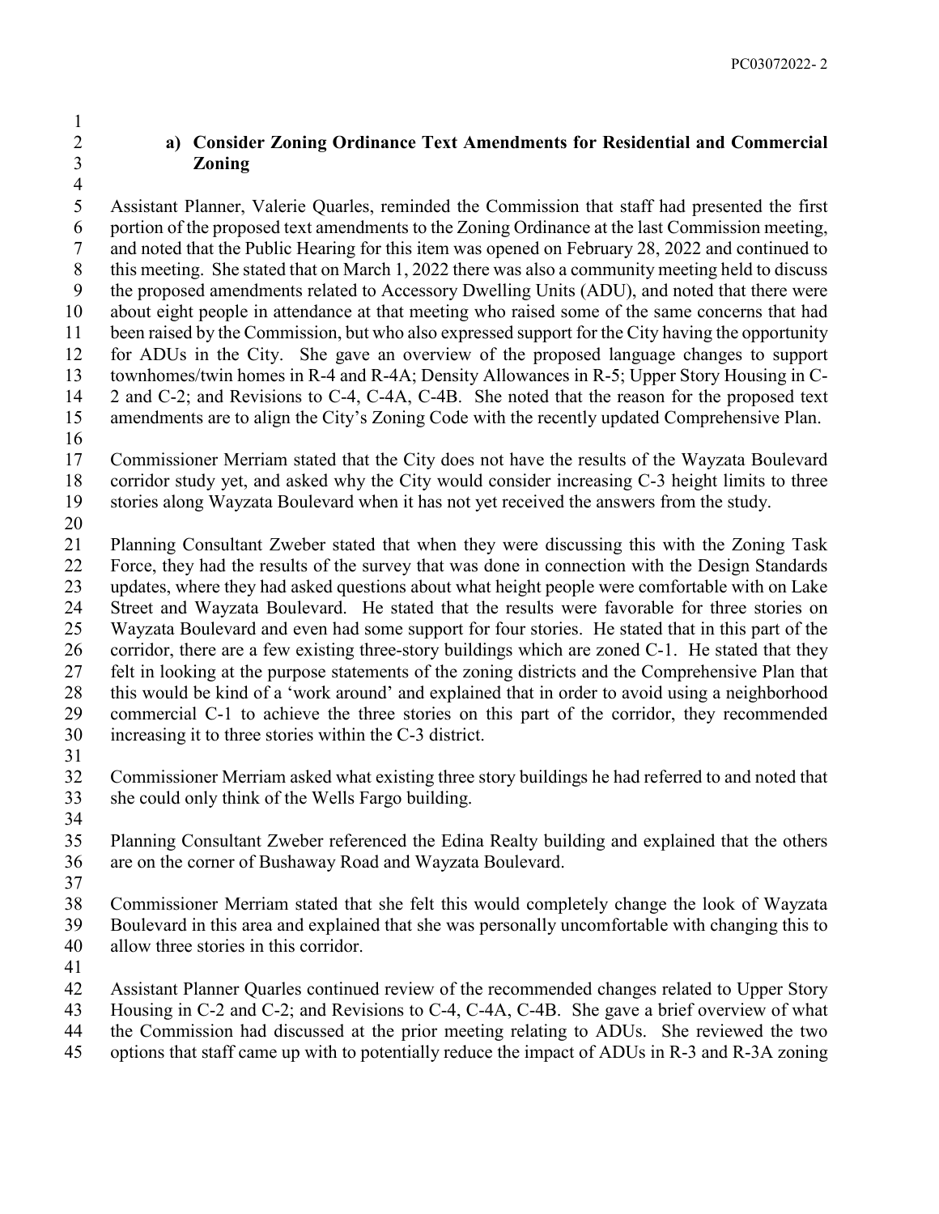**a) Consider Zoning Ordinance Text Amendments for Residential and Commercial Zoning**

Assistant Planner, Valerie Quarles, reminded the Commission that staff had presented the first portion of the proposed text amendments to the Zoning Ordinance at the last Commission meeting, and noted that the Public Hearing for this item was opened on February 28, 2022 and continued to this meeting. She stated that on March 1, 2022 there was also a community meeting held to discuss the proposed amendments related to Accessory Dwelling Units (ADU), and noted that there were about eight people in attendance at that meeting who raised some of the same concerns that had been raised by the Commission, but who also expressed support for the City having the opportunity for ADUs in the City. She gave an overview of the proposed language changes to support townhomes/twin homes in R-4 and R-4A; Density Allowances in R-5; Upper Story Housing in C-2 and C-2; and Revisions to C-4, C-4A, C-4B. She noted that the reason for the proposed text amendments are to align the City's Zoning Code with the recently updated Comprehensive Plan.

Commissioner Merriam stated that the City does not have the results of the Wayzata Boulevard corridor study yet, and asked why the City would consider increasing C-3 height limits to three stories along Wayzata Boulevard when it has not yet received the answers from the study.

Planning Consultant Zweber stated that when they were discussing this with the Zoning Task Force, they had the results of the survey that was done in connection with the Design Standards updates, where they had asked questions about what height people were comfortable with on Lake Street and Wayzata Boulevard. He stated that the results were favorable for three stories on Wayzata Boulevard and even had some support for four stories. He stated that in this part of the corridor, there are a few existing three-story buildings which are zoned C-1. He stated that they felt in looking at the purpose statements of the zoning districts and the Comprehensive Plan that this would be kind of a 'work around' and explained that in order to avoid using a neighborhood commercial C-1 to achieve the three stories on this part of the corridor, they recommended increasing it to three stories within the C-3 district.

Commissioner Merriam asked what existing three story buildings he had referred to and noted that she could only think of the Wells Fargo building.

Planning Consultant Zweber referenced the Edina Realty building and explained that the others are on the corner of Bushaway Road and Wayzata Boulevard.

Commissioner Merriam stated that she felt this would completely change the look of Wayzata Boulevard in this area and explained that she was personally uncomfortable with changing this to allow three stories in this corridor.

Assistant Planner Quarles continued review of the recommended changes related to Upper Story Housing in C-2 and C-2; and Revisions to C-4, C-4A, C-4B. She gave a brief overview of what the Commission had discussed at the prior meeting relating to ADUs. She reviewed the two options that staff came up with to potentially reduce the impact of ADUs in R-3 and R-3A zoning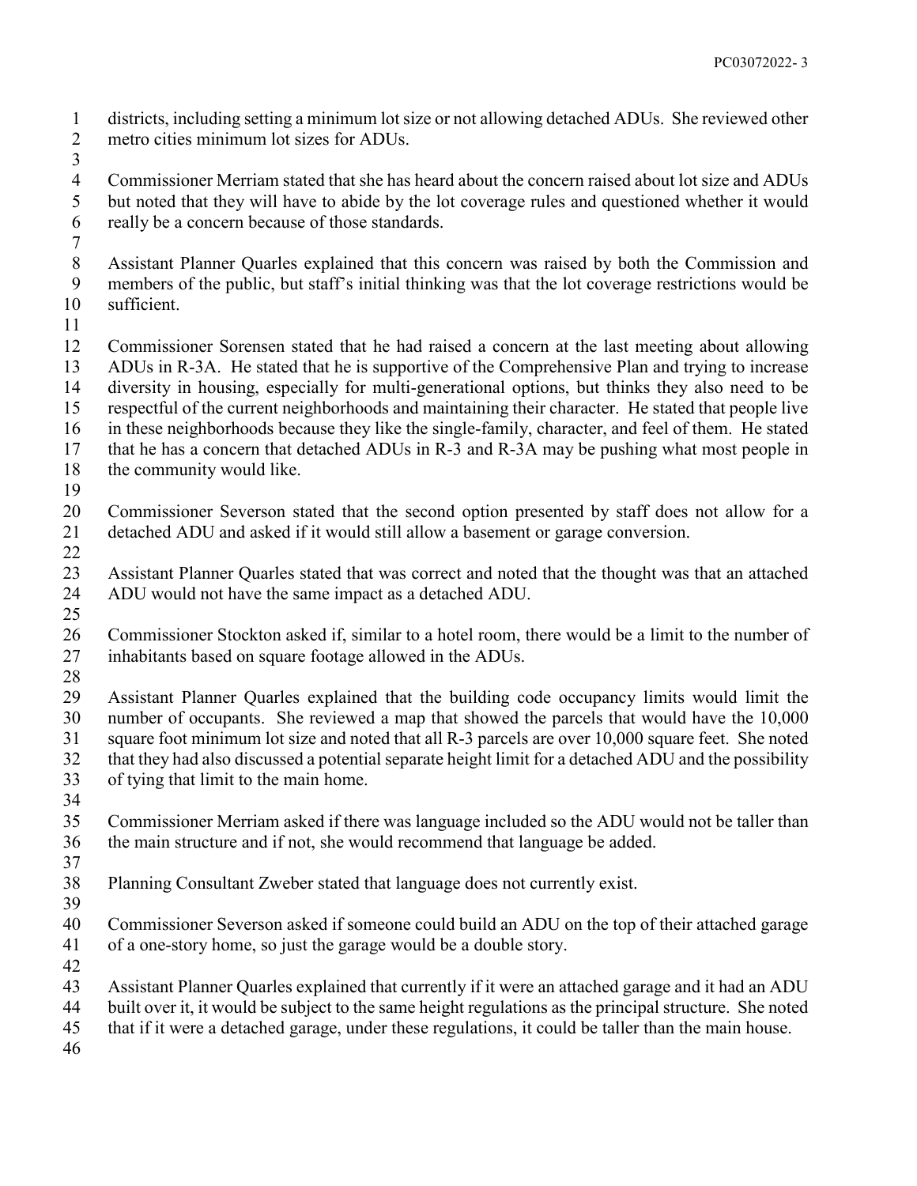districts, including setting a minimum lot size or not allowing detached ADUs. She reviewed other metro cities minimum lot sizes for ADUs.

Commissioner Merriam stated that she has heard about the concern raised about lot size and ADUs but noted that they will have to abide by the lot coverage rules and questioned whether it would really be a concern because of those standards.

Assistant Planner Quarles explained that this concern was raised by both the Commission and members of the public, but staff's initial thinking was that the lot coverage restrictions would be sufficient.

Commissioner Sorensen stated that he had raised a concern at the last meeting about allowing ADUs in R-3A. He stated that he is supportive of the Comprehensive Plan and trying to increase diversity in housing, especially for multi-generational options, but thinks they also need to be respectful of the current neighborhoods and maintaining their character. He stated that people live in these neighborhoods because they like the single-family, character, and feel of them. He stated that he has a concern that detached ADUs in R-3 and R-3A may be pushing what most people in the community would like.

Commissioner Severson stated that the second option presented by staff does not allow for a detached ADU and asked if it would still allow a basement or garage conversion.

Assistant Planner Quarles stated that was correct and noted that the thought was that an attached ADU would not have the same impact as a detached ADU.

Commissioner Stockton asked if, similar to a hotel room, there would be a limit to the number of inhabitants based on square footage allowed in the ADUs.

Assistant Planner Quarles explained that the building code occupancy limits would limit the number of occupants. She reviewed a map that showed the parcels that would have the 10,000 square foot minimum lot size and noted that all R-3 parcels are over 10,000 square feet. She noted that they had also discussed a potential separate height limit for a detached ADU and the possibility of tying that limit to the main home.

Commissioner Merriam asked if there was language included so the ADU would not be taller than the main structure and if not, she would recommend that language be added.

Planning Consultant Zweber stated that language does not currently exist.

Commissioner Severson asked if someone could build an ADU on the top of their attached garage of a one-story home, so just the garage would be a double story.

Assistant Planner Quarles explained that currently if it were an attached garage and it had an ADU built over it, it would be subject to the same height regulations as the principal structure. She noted that if it were a detached garage, under these regulations, it could be taller than the main house.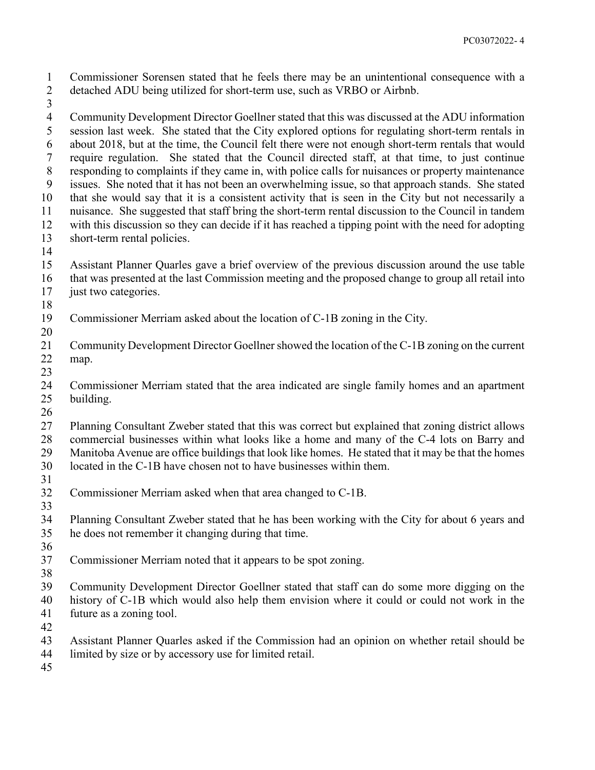Commissioner Sorensen stated that he feels there may be an unintentional consequence with a detached ADU being utilized for short-term use, such as VRBO or Airbnb.

Community Development Director Goellner stated that this was discussed at the ADU information session last week. She stated that the City explored options for regulating short-term rentals in about 2018, but at the time, the Council felt there were not enough short-term rentals that would require regulation. She stated that the Council directed staff, at that time, to just continue responding to complaints if they came in, with police calls for nuisances or property maintenance issues. She noted that it has not been an overwhelming issue, so that approach stands. She stated that she would say that it is a consistent activity that is seen in the City but not necessarily a nuisance. She suggested that staff bring the short-term rental discussion to the Council in tandem with this discussion so they can decide if it has reached a tipping point with the need for adopting short-term rental policies.

Assistant Planner Quarles gave a brief overview of the previous discussion around the use table that was presented at the last Commission meeting and the proposed change to group all retail into just two categories.

Commissioner Merriam asked about the location of C-1B zoning in the City.

Community Development Director Goellner showed the location of the C-1B zoning on the current map.

Commissioner Merriam stated that the area indicated are single family homes and an apartment building.

Planning Consultant Zweber stated that this was correct but explained that zoning district allows commercial businesses within what looks like a home and many of the C-4 lots on Barry and Manitoba Avenue are office buildings that look like homes. He stated that it may be that the homes located in the C-1B have chosen not to have businesses within them.

Commissioner Merriam asked when that area changed to C-1B.

Planning Consultant Zweber stated that he has been working with the City for about 6 years and he does not remember it changing during that time.

Commissioner Merriam noted that it appears to be spot zoning.

Community Development Director Goellner stated that staff can do some more digging on the history of C-1B which would also help them envision where it could or could not work in the future as a zoning tool.

Assistant Planner Quarles asked if the Commission had an opinion on whether retail should be limited by size or by accessory use for limited retail.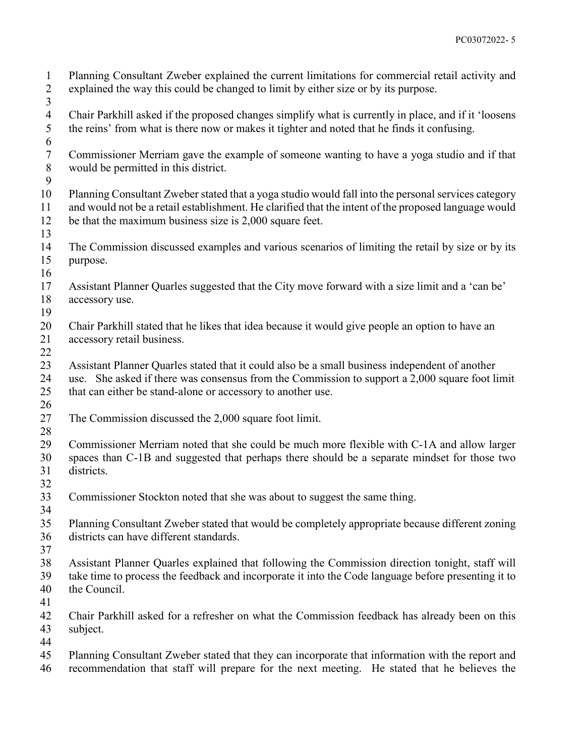Planning Consultant Zweber explained the current limitations for commercial retail activity and explained the way this could be changed to limit by either size or by its purpose.

Chair Parkhill asked if the proposed changes simplify what is currently in place, and if it 'loosens the reins' from what is there now or makes it tighter and noted that he finds it confusing.

Commissioner Merriam gave the example of someone wanting to have a yoga studio and if that would be permitted in this district.

Planning Consultant Zweber stated that a yoga studio would fall into the personal services category and would not be a retail establishment. He clarified that the intent of the proposed language would be that the maximum business size is 2,000 square feet.

The Commission discussed examples and various scenarios of limiting the retail by size or by its purpose.

Assistant Planner Quarles suggested that the City move forward with a size limit and a 'can be' accessory use.

Chair Parkhill stated that he likes that idea because it would give people an option to have an accessory retail business.

Assistant Planner Quarles stated that it could also be a small business independent of another use. She asked if there was consensus from the Commission to support a 2,000 square foot limit that can either be stand-alone or accessory to another use.

The Commission discussed the 2,000 square foot limit.

Commissioner Merriam noted that she could be much more flexible with C-1A and allow larger spaces than C-1B and suggested that perhaps there should be a separate mindset for those two districts.

Commissioner Stockton noted that she was about to suggest the same thing.

Planning Consultant Zweber stated that would be completely appropriate because different zoning districts can have different standards.

Assistant Planner Quarles explained that following the Commission direction tonight, staff will take time to process the feedback and incorporate it into the Code language before presenting it to the Council.

Chair Parkhill asked for a refresher on what the Commission feedback has already been on this subject.

Planning Consultant Zweber stated that they can incorporate that information with the report and recommendation that staff will prepare for the next meeting. He stated that he believes the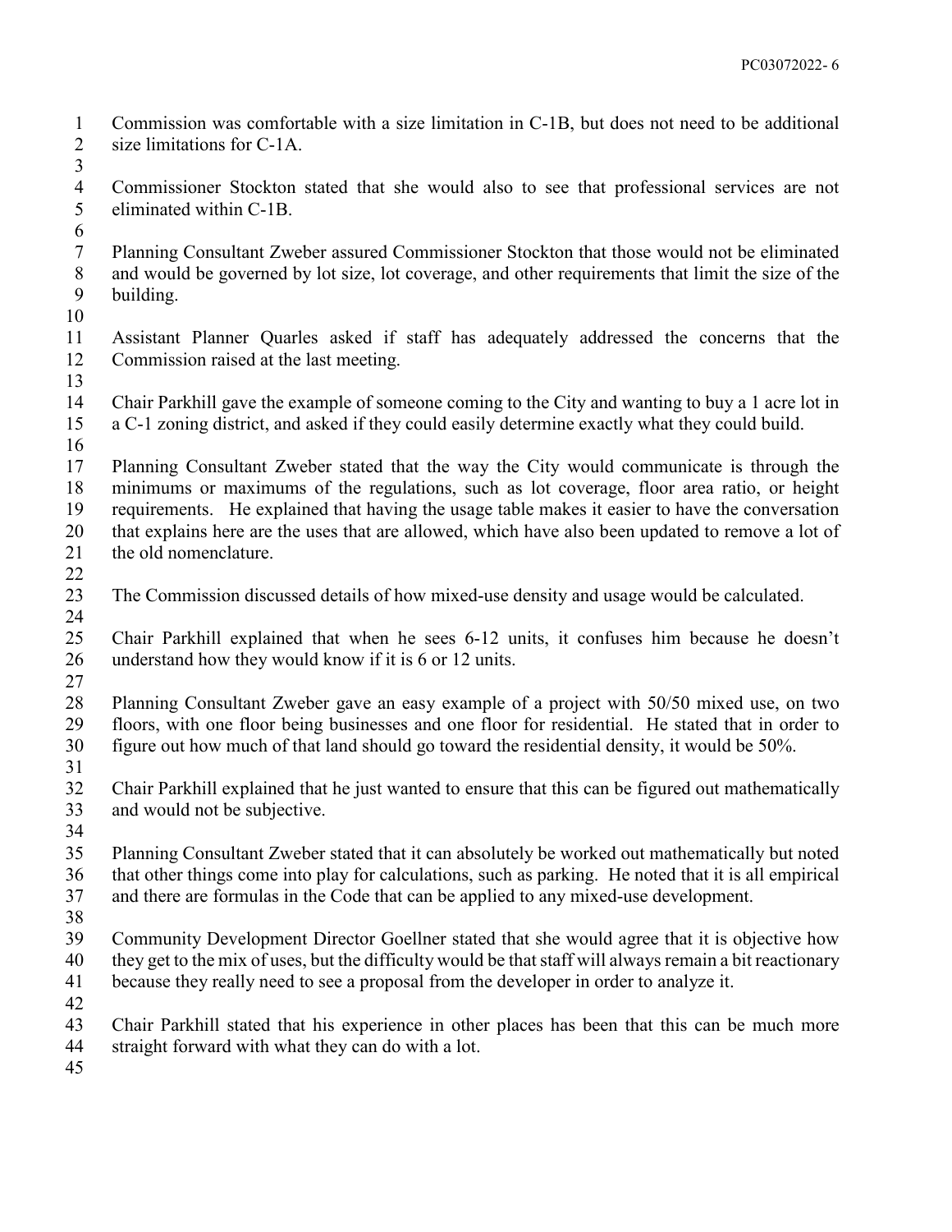Commission was comfortable with a size limitation in C-1B, but does not need to be additional size limitations for C-1A.

Commissioner Stockton stated that she would also to see that professional services are not eliminated within C-1B.

Planning Consultant Zweber assured Commissioner Stockton that those would not be eliminated and would be governed by lot size, lot coverage, and other requirements that limit the size of the building.

Assistant Planner Quarles asked if staff has adequately addressed the concerns that the Commission raised at the last meeting.

Chair Parkhill gave the example of someone coming to the City and wanting to buy a 1 acre lot in a C-1 zoning district, and asked if they could easily determine exactly what they could build.

Planning Consultant Zweber stated that the way the City would communicate is through the minimums or maximums of the regulations, such as lot coverage, floor area ratio, or height requirements. He explained that having the usage table makes it easier to have the conversation that explains here are the uses that are allowed, which have also been updated to remove a lot of the old nomenclature.

The Commission discussed details of how mixed-use density and usage would be calculated.

Chair Parkhill explained that when he sees 6-12 units, it confuses him because he doesn't understand how they would know if it is 6 or 12 units.

Planning Consultant Zweber gave an easy example of a project with 50/50 mixed use, on two floors, with one floor being businesses and one floor for residential. He stated that in order to figure out how much of that land should go toward the residential density, it would be 50%.

Chair Parkhill explained that he just wanted to ensure that this can be figured out mathematically and would not be subjective.

Planning Consultant Zweber stated that it can absolutely be worked out mathematically but noted that other things come into play for calculations, such as parking. He noted that it is all empirical and there are formulas in the Code that can be applied to any mixed-use development.

Community Development Director Goellner stated that she would agree that it is objective how they get to the mix of uses, but the difficulty would be that staff will always remain a bit reactionary because they really need to see a proposal from the developer in order to analyze it.

Chair Parkhill stated that his experience in other places has been that this can be much more straight forward with what they can do with a lot.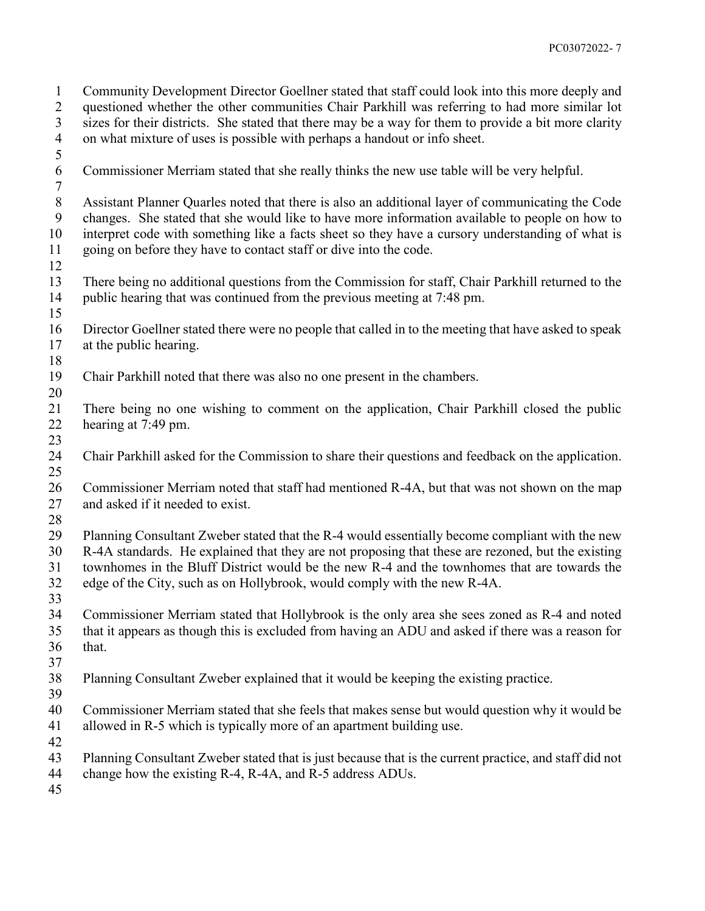Community Development Director Goellner stated that staff could look into this more deeply and questioned whether the other communities Chair Parkhill was referring to had more similar lot sizes for their districts. She stated that there may be a way for them to provide a bit more clarity on what mixture of uses is possible with perhaps a handout or info sheet.

Commissioner Merriam stated that she really thinks the new use table will be very helpful.

Assistant Planner Quarles noted that there is also an additional layer of communicating the Code changes. She stated that she would like to have more information available to people on how to interpret code with something like a facts sheet so they have a cursory understanding of what is going on before they have to contact staff or dive into the code.

There being no additional questions from the Commission for staff, Chair Parkhill returned to the public hearing that was continued from the previous meeting at 7:48 pm.

Director Goellner stated there were no people that called in to the meeting that have asked to speak at the public hearing.

Chair Parkhill noted that there was also no one present in the chambers.

There being no one wishing to comment on the application, Chair Parkhill closed the public hearing at 7:49 pm.

Chair Parkhill asked for the Commission to share their questions and feedback on the application.

Commissioner Merriam noted that staff had mentioned R-4A, but that was not shown on the map and asked if it needed to exist.

Planning Consultant Zweber stated that the R-4 would essentially become compliant with the new R-4A standards. He explained that they are not proposing that these are rezoned, but the existing townhomes in the Bluff District would be the new R-4 and the townhomes that are towards the edge of the City, such as on Hollybrook, would comply with the new R-4A.

Commissioner Merriam stated that Hollybrook is the only area she sees zoned as R-4 and noted that it appears as though this is excluded from having an ADU and asked if there was a reason for that.

Planning Consultant Zweber explained that it would be keeping the existing practice.

Commissioner Merriam stated that she feels that makes sense but would question why it would be allowed in R-5 which is typically more of an apartment building use.

Planning Consultant Zweber stated that is just because that is the current practice, and staff did not change how the existing R-4, R-4A, and R-5 address ADUs.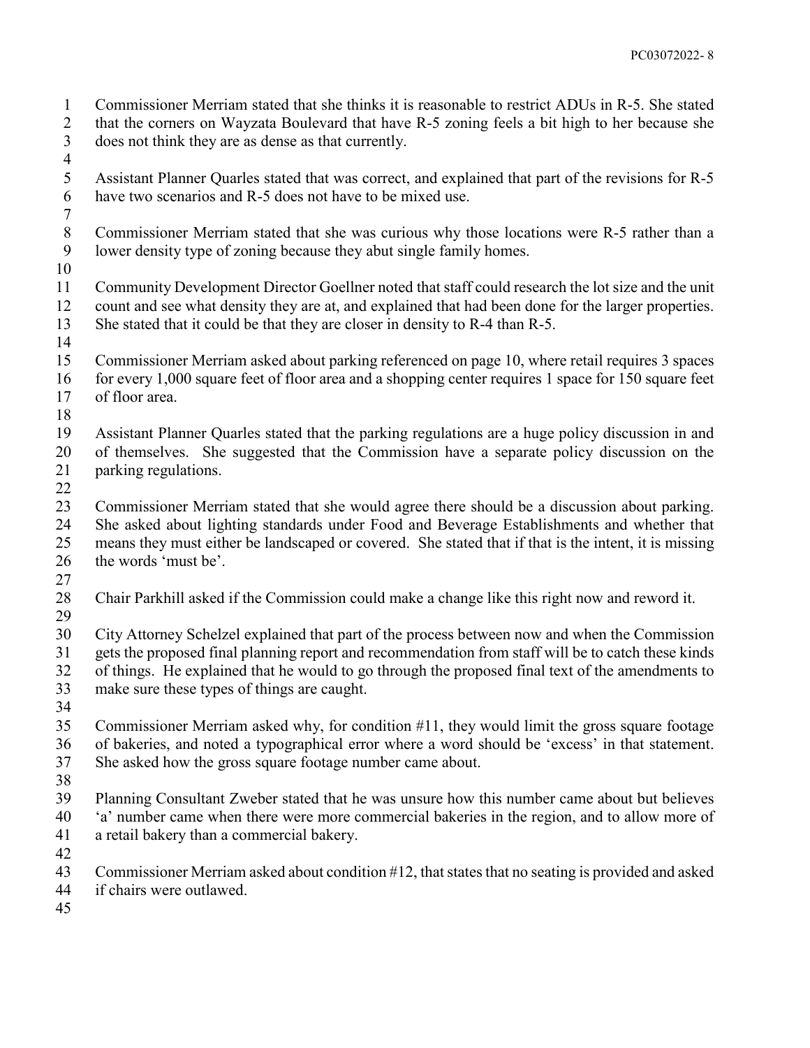Commissioner Merriam stated that she thinks it is reasonable to restrict ADUs in R-5. She stated that the corners on Wayzata Boulevard that have R-5 zoning feels a bit high to her because she does not think they are as dense as that currently.

Assistant Planner Quarles stated that was correct, and explained that part of the revisions for R-5 have two scenarios and R-5 does not have to be mixed use.

Commissioner Merriam stated that she was curious why those locations were R-5 rather than a lower density type of zoning because they abut single family homes.

Community Development Director Goellner noted that staff could research the lot size and the unit count and see what density they are at, and explained that had been done for the larger properties. She stated that it could be that they are closer in density to R-4 than R-5.

Commissioner Merriam asked about parking referenced on page 10, where retail requires 3 spaces for every 1,000 square feet of floor area and a shopping center requires 1 space for 150 square feet of floor area.

Assistant Planner Quarles stated that the parking regulations are a huge policy discussion in and of themselves. She suggested that the Commission have a separate policy discussion on the parking regulations.

Commissioner Merriam stated that she would agree there should be a discussion about parking. She asked about lighting standards under Food and Beverage Establishments and whether that means they must either be landscaped or covered. She stated that if that is the intent, it is missing the words 'must be'.

Chair Parkhill asked if the Commission could make a change like this right now and reword it.

City Attorney Schelzel explained that part of the process between now and when the Commission gets the proposed final planning report and recommendation from staff will be to catch these kinds of things. He explained that he would to go through the proposed final text of the amendments to make sure these types of things are caught.

Commissioner Merriam asked why, for condition #11, they would limit the gross square footage of bakeries, and noted a typographical error where a word should be 'excess' in that statement. She asked how the gross square footage number came about.

Planning Consultant Zweber stated that he was unsure how this number came about but believes 'a' number came when there were more commercial bakeries in the region, and to allow more of a retail bakery than a commercial bakery.

Commissioner Merriam asked about condition #12, that states that no seating is provided and asked if chairs were outlawed.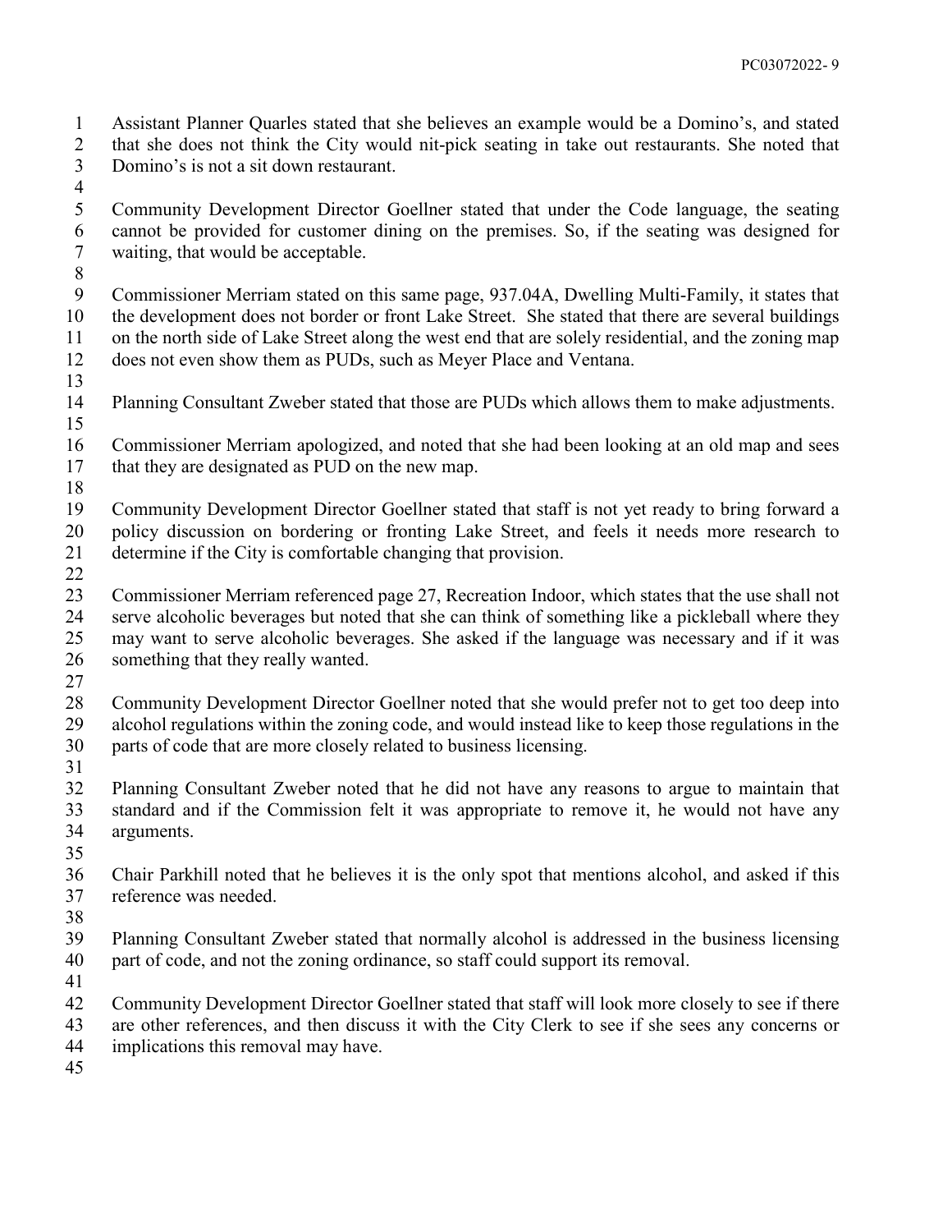Assistant Planner Quarles stated that she believes an example would be a Domino's, and stated that she does not think the City would nit-pick seating in take out restaurants. She noted that Domino's is not a sit down restaurant.

Community Development Director Goellner stated that under the Code language, the seating cannot be provided for customer dining on the premises. So, if the seating was designed for waiting, that would be acceptable.

Commissioner Merriam stated on this same page, 937.04A, Dwelling Multi-Family, it states that the development does not border or front Lake Street. She stated that there are several buildings on the north side of Lake Street along the west end that are solely residential, and the zoning map does not even show them as PUDs, such as Meyer Place and Ventana.

Planning Consultant Zweber stated that those are PUDs which allows them to make adjustments.

Commissioner Merriam apologized, and noted that she had been looking at an old map and sees that they are designated as PUD on the new map.

Community Development Director Goellner stated that staff is not yet ready to bring forward a policy discussion on bordering or fronting Lake Street, and feels it needs more research to determine if the City is comfortable changing that provision.

Commissioner Merriam referenced page 27, Recreation Indoor, which states that the use shall not serve alcoholic beverages but noted that she can think of something like a pickleball where they may want to serve alcoholic beverages. She asked if the language was necessary and if it was something that they really wanted.

Community Development Director Goellner noted that she would prefer not to get too deep into alcohol regulations within the zoning code, and would instead like to keep those regulations in the parts of code that are more closely related to business licensing.

Planning Consultant Zweber noted that he did not have any reasons to argue to maintain that standard and if the Commission felt it was appropriate to remove it, he would not have any arguments.

Chair Parkhill noted that he believes it is the only spot that mentions alcohol, and asked if this reference was needed.

Planning Consultant Zweber stated that normally alcohol is addressed in the business licensing part of code, and not the zoning ordinance, so staff could support its removal.

Community Development Director Goellner stated that staff will look more closely to see if there are other references, and then discuss it with the City Clerk to see if she sees any concerns or implications this removal may have.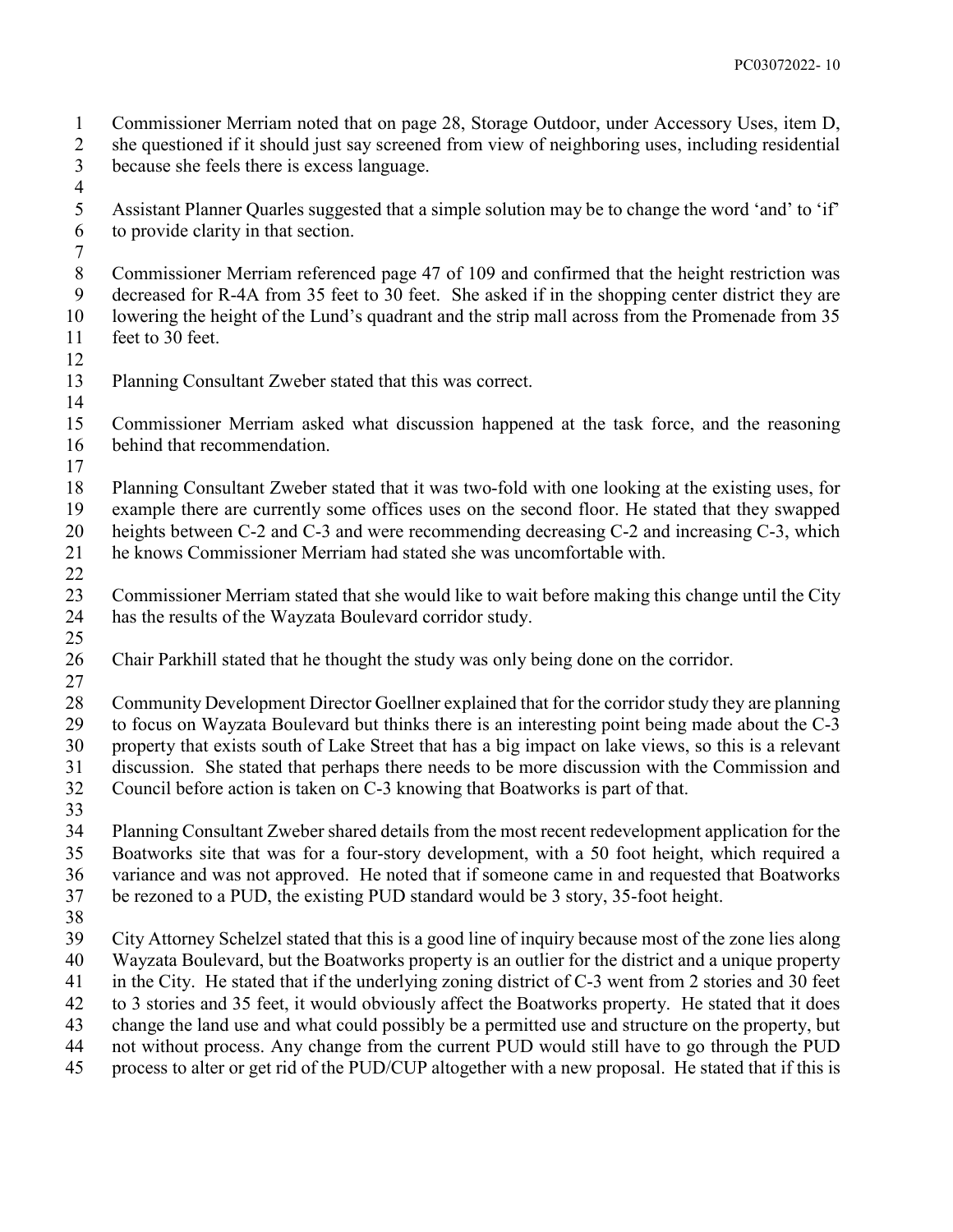Commissioner Merriam noted that on page 28, Storage Outdoor, under Accessory Uses, item D, she questioned if it should just say screened from view of neighboring uses, including residential because she feels there is excess language.

Assistant Planner Quarles suggested that a simple solution may be to change the word 'and' to 'if' to provide clarity in that section.

Commissioner Merriam referenced page 47 of 109 and confirmed that the height restriction was decreased for R-4A from 35 feet to 30 feet. She asked if in the shopping center district they are lowering the height of the Lund's quadrant and the strip mall across from the Promenade from 35 feet to 30 feet.

Planning Consultant Zweber stated that this was correct.

Commissioner Merriam asked what discussion happened at the task force, and the reasoning behind that recommendation.

Planning Consultant Zweber stated that it was two-fold with one looking at the existing uses, for example there are currently some offices uses on the second floor. He stated that they swapped heights between C-2 and C-3 and were recommending decreasing C-2 and increasing C-3, which he knows Commissioner Merriam had stated she was uncomfortable with.

Commissioner Merriam stated that she would like to wait before making this change until the City has the results of the Wayzata Boulevard corridor study.

Chair Parkhill stated that he thought the study was only being done on the corridor.

Community Development Director Goellner explained that for the corridor study they are planning to focus on Wayzata Boulevard but thinks there is an interesting point being made about the C-3 property that exists south of Lake Street that has a big impact on lake views, so this is a relevant discussion. She stated that perhaps there needs to be more discussion with the Commission and Council before action is taken on C-3 knowing that Boatworks is part of that.

Planning Consultant Zweber shared details from the most recent redevelopment application for the Boatworks site that was for a four-story development, with a 50 foot height, which required a variance and was not approved. He noted that if someone came in and requested that Boatworks be rezoned to a PUD, the existing PUD standard would be 3 story, 35-foot height.

City Attorney Schelzel stated that this is a good line of inquiry because most of the zone lies along Wayzata Boulevard, but the Boatworks property is an outlier for the district and a unique property in the City. He stated that if the underlying zoning district of C-3 went from 2 stories and 30 feet to 3 stories and 35 feet, it would obviously affect the Boatworks property. He stated that it does change the land use and what could possibly be a permitted use and structure on the property, but not without process. Any change from the current PUD would still have to go through the PUD process to alter or get rid of the PUD/CUP altogether with a new proposal. He stated that if this is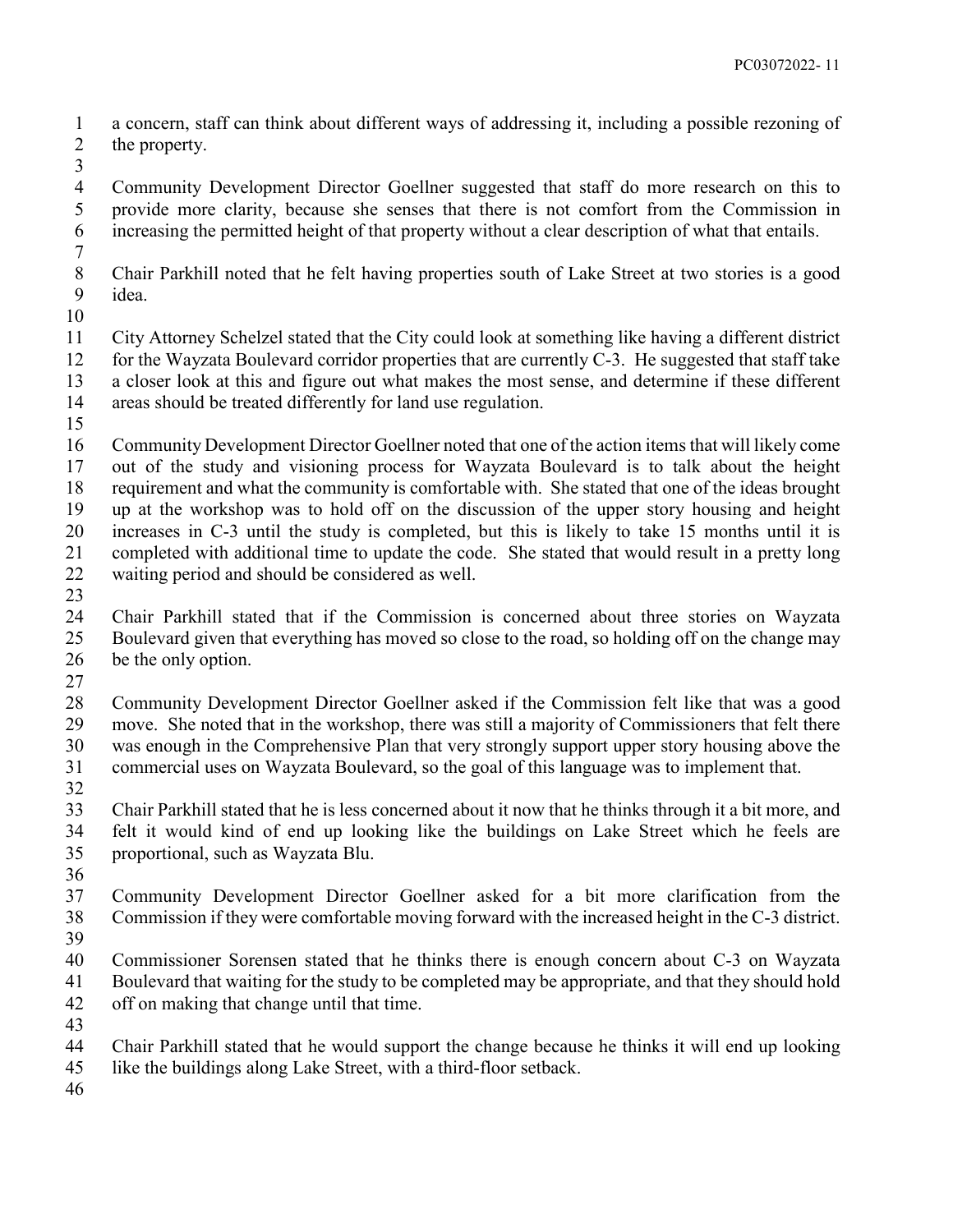a concern, staff can think about different ways of addressing it, including a possible rezoning of the property.

Community Development Director Goellner suggested that staff do more research on this to provide more clarity, because she senses that there is not comfort from the Commission in increasing the permitted height of that property without a clear description of what that entails.

Chair Parkhill noted that he felt having properties south of Lake Street at two stories is a good idea.

City Attorney Schelzel stated that the City could look at something like having a different district for the Wayzata Boulevard corridor properties that are currently C-3. He suggested that staff take a closer look at this and figure out what makes the most sense, and determine if these different areas should be treated differently for land use regulation.

Community Development Director Goellner noted that one of the action items that will likely come out of the study and visioning process for Wayzata Boulevard is to talk about the height requirement and what the community is comfortable with. She stated that one of the ideas brought up at the workshop was to hold off on the discussion of the upper story housing and height increases in C-3 until the study is completed, but this is likely to take 15 months until it is completed with additional time to update the code. She stated that would result in a pretty long waiting period and should be considered as well.

Chair Parkhill stated that if the Commission is concerned about three stories on Wayzata Boulevard given that everything has moved so close to the road, so holding off on the change may be the only option.

Community Development Director Goellner asked if the Commission felt like that was a good move. She noted that in the workshop, there was still a majority of Commissioners that felt there was enough in the Comprehensive Plan that very strongly support upper story housing above the commercial uses on Wayzata Boulevard, so the goal of this language was to implement that.

Chair Parkhill stated that he is less concerned about it now that he thinks through it a bit more, and felt it would kind of end up looking like the buildings on Lake Street which he feels are proportional, such as Wayzata Blu.

Community Development Director Goellner asked for a bit more clarification from the Commission if they were comfortable moving forward with the increased height in the C-3 district.

Commissioner Sorensen stated that he thinks there is enough concern about C-3 on Wayzata Boulevard that waiting for the study to be completed may be appropriate, and that they should hold off on making that change until that time.

Chair Parkhill stated that he would support the change because he thinks it will end up looking like the buildings along Lake Street, with a third-floor setback.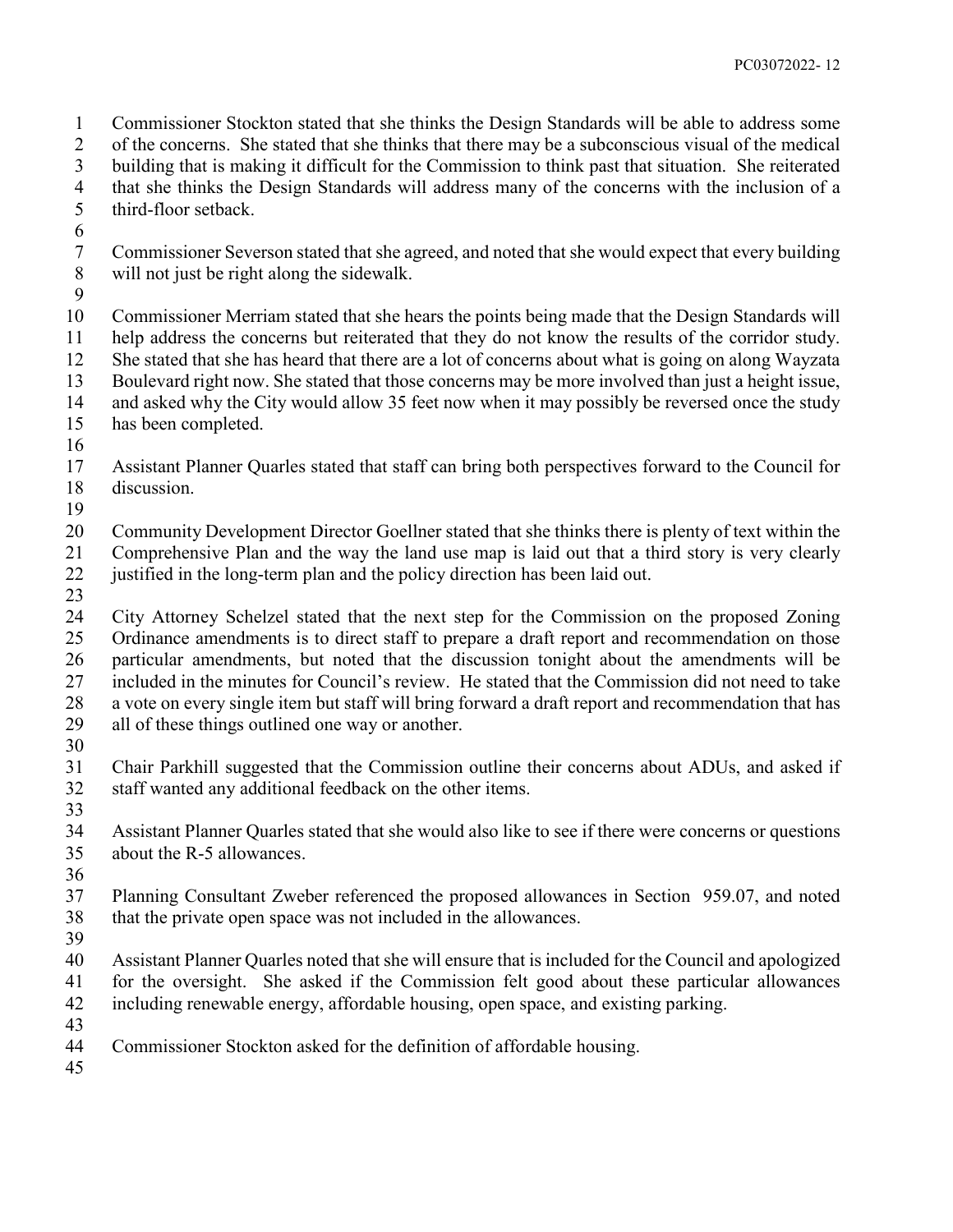Commissioner Stockton stated that she thinks the Design Standards will be able to address some of the concerns. She stated that she thinks that there may be a subconscious visual of the medical building that is making it difficult for the Commission to think past that situation. She reiterated that she thinks the Design Standards will address many of the concerns with the inclusion of a third-floor setback.

Commissioner Severson stated that she agreed, and noted that she would expect that every building will not just be right along the sidewalk.

Commissioner Merriam stated that she hears the points being made that the Design Standards will help address the concerns but reiterated that they do not know the results of the corridor study. She stated that she has heard that there are a lot of concerns about what is going on along Wayzata Boulevard right now. She stated that those concerns may be more involved than just a height issue, and asked why the City would allow 35 feet now when it may possibly be reversed once the study has been completed.

Assistant Planner Quarles stated that staff can bring both perspectives forward to the Council for discussion.

Community Development Director Goellner stated that she thinks there is plenty of text within the Comprehensive Plan and the way the land use map is laid out that a third story is very clearly justified in the long-term plan and the policy direction has been laid out.

City Attorney Schelzel stated that the next step for the Commission on the proposed Zoning Ordinance amendments is to direct staff to prepare a draft report and recommendation on those particular amendments, but noted that the discussion tonight about the amendments will be included in the minutes for Council's review. He stated that the Commission did not need to take a vote on every single item but staff will bring forward a draft report and recommendation that has all of these things outlined one way or another.

Chair Parkhill suggested that the Commission outline their concerns about ADUs, and asked if staff wanted any additional feedback on the other items.

Assistant Planner Quarles stated that she would also like to see if there were concerns or questions about the R-5 allowances.

Planning Consultant Zweber referenced the proposed allowances in Section 959.07, and noted that the private open space was not included in the allowances.

Assistant Planner Quarles noted that she will ensure that is included for the Council and apologized for the oversight. She asked if the Commission felt good about these particular allowances including renewable energy, affordable housing, open space, and existing parking.

Commissioner Stockton asked for the definition of affordable housing.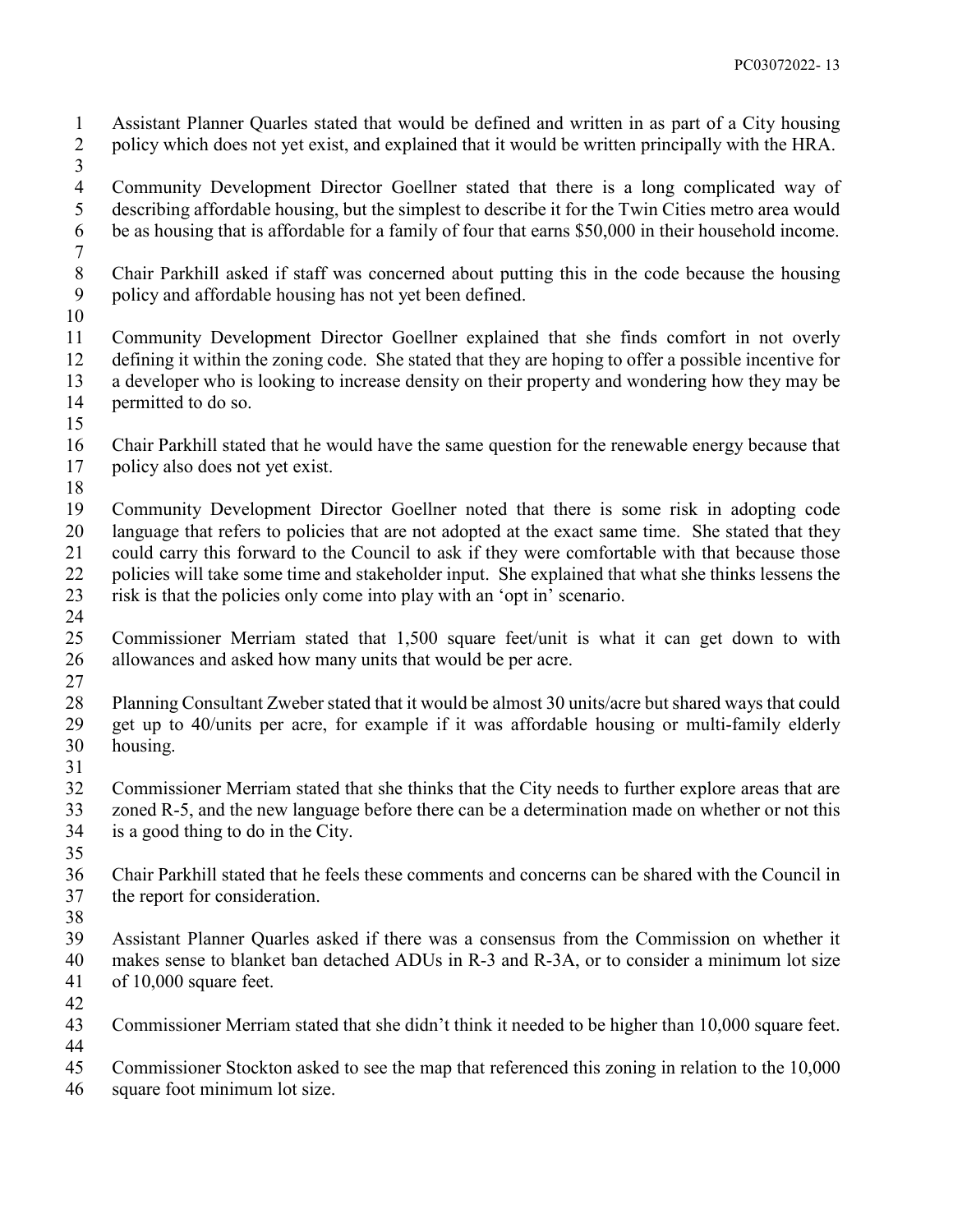Assistant Planner Quarles stated that would be defined and written in as part of a City housing policy which does not yet exist, and explained that it would be written principally with the HRA.

Community Development Director Goellner stated that there is a long complicated way of describing affordable housing, but the simplest to describe it for the Twin Cities metro area would be as housing that is affordable for a family of four that earns $50,000 in their household income.

Chair Parkhill asked if staff was concerned about putting this in the code because the housing policy and affordable housing has not yet been defined.

Community Development Director Goellner explained that she finds comfort in not overly defining it within the zoning code. She stated that they are hoping to offer a possible incentive for a developer who is looking to increase density on their property and wondering how they may be permitted to do so.

Chair Parkhill stated that he would have the same question for the renewable energy because that policy also does not yet exist.

Community Development Director Goellner noted that there is some risk in adopting code language that refers to policies that are not adopted at the exact same time. She stated that they could carry this forward to the Council to ask if they were comfortable with that because those policies will take some time and stakeholder input. She explained that what she thinks lessens the risk is that the policies only come into play with an 'opt in' scenario.

Commissioner Merriam stated that 1,500 square feet/unit is what it can get down to with allowances and asked how many units that would be per acre.

Planning Consultant Zweber stated that it would be almost 30 units/acre but shared ways that could get up to 40/units per acre, for example if it was affordable housing or multi-family elderly housing.

Commissioner Merriam stated that she thinks that the City needs to further explore areas that are zoned R-5, and the new language before there can be a determination made on whether or not this is a good thing to do in the City.

Chair Parkhill stated that he feels these comments and concerns can be shared with the Council in the report for consideration.

Assistant Planner Quarles asked if there was a consensus from the Commission on whether it makes sense to blanket ban detached ADUs in R-3 and R-3A, or to consider a minimum lot size of 10,000 square feet.

Commissioner Merriam stated that she didn't think it needed to be higher than 10,000 square feet.

Commissioner Stockton asked to see the map that referenced this zoning in relation to the 10,000 square foot minimum lot size.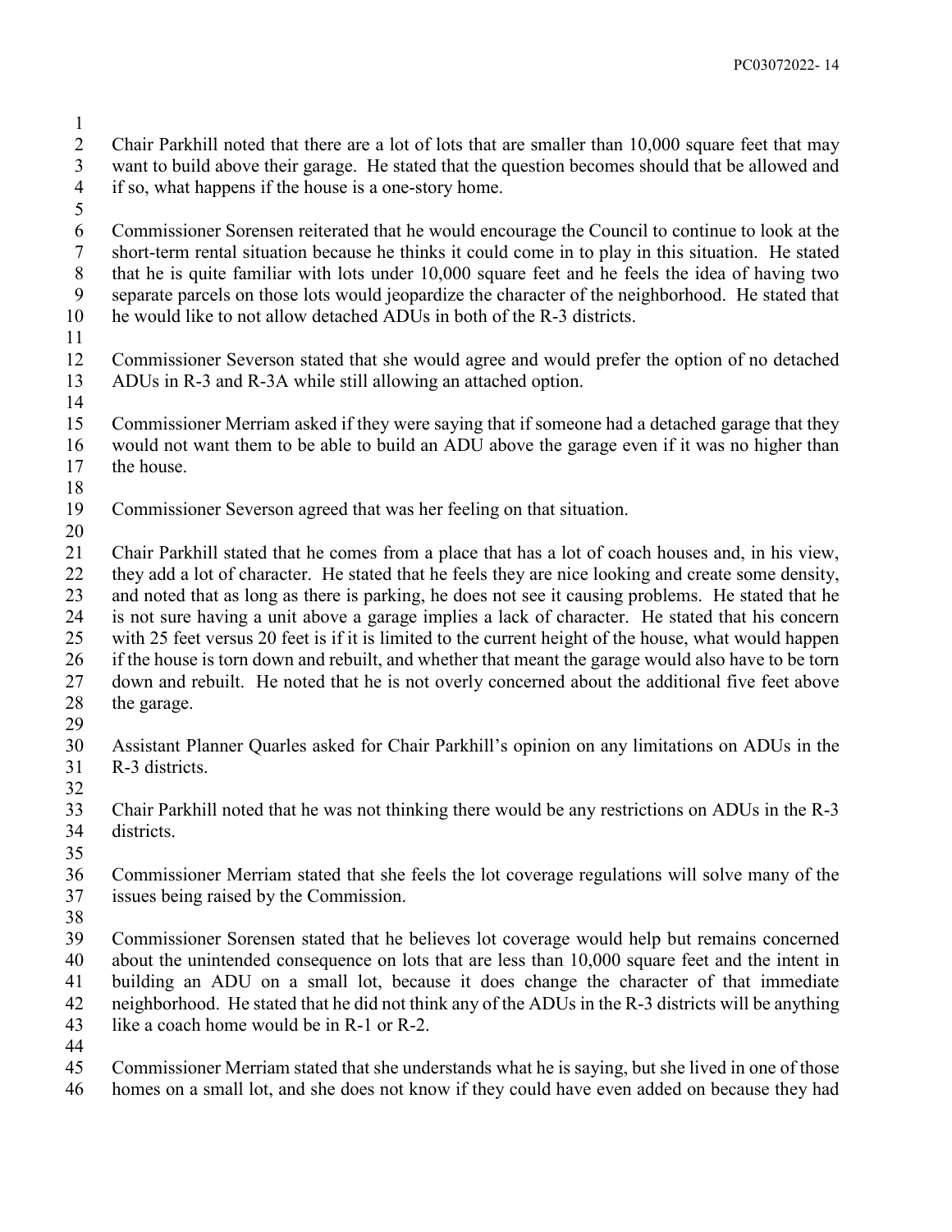Chair Parkhill noted that there are a lot of lots that are smaller than 10,000 square feet that may want to build above their garage. He stated that the question becomes should that be allowed and if so, what happens if the house is a one-story home.

Commissioner Sorensen reiterated that he would encourage the Council to continue to look at the short-term rental situation because he thinks it could come in to play in this situation. He stated that he is quite familiar with lots under 10,000 square feet and he feels the idea of having two separate parcels on those lots would jeopardize the character of the neighborhood. He stated that he would like to not allow detached ADUs in both of the R-3 districts.

Commissioner Severson stated that she would agree and would prefer the option of no detached ADUs in R-3 and R-3A while still allowing an attached option.

Commissioner Merriam asked if they were saying that if someone had a detached garage that they would not want them to be able to build an ADU above the garage even if it was no higher than the house.

Commissioner Severson agreed that was her feeling on that situation.

Chair Parkhill stated that he comes from a place that has a lot of coach houses and, in his view, they add a lot of character. He stated that he feels they are nice looking and create some density, and noted that as long as there is parking, he does not see it causing problems. He stated that he is not sure having a unit above a garage implies a lack of character. He stated that his concern with 25 feet versus 20 feet is if it is limited to the current height of the house, what would happen if the house is torn down and rebuilt, and whether that meant the garage would also have to be torn down and rebuilt. He noted that he is not overly concerned about the additional five feet above the garage.

Assistant Planner Quarles asked for Chair Parkhill's opinion on any limitations on ADUs in the R-3 districts.

Chair Parkhill noted that he was not thinking there would be any restrictions on ADUs in the R-3 districts.

Commissioner Merriam stated that she feels the lot coverage regulations will solve many of the issues being raised by the Commission.

Commissioner Sorensen stated that he believes lot coverage would help but remains concerned about the unintended consequence on lots that are less than 10,000 square feet and the intent in building an ADU on a small lot, because it does change the character of that immediate neighborhood. He stated that he did not think any of the ADUs in the R-3 districts will be anything like a coach home would be in R-1 or R-2.

Commissioner Merriam stated that she understands what he is saying, but she lived in one of those homes on a small lot, and she does not know if they could have even added on because they had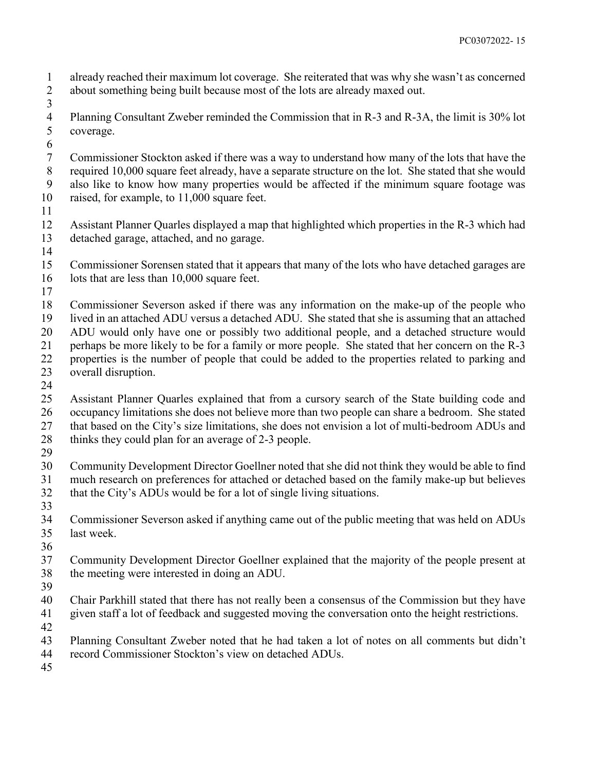already reached their maximum lot coverage. She reiterated that was why she wasn't as concerned about something being built because most of the lots are already maxed out.

Planning Consultant Zweber reminded the Commission that in R-3 and R-3A, the limit is 30% lot coverage.

Commissioner Stockton asked if there was a way to understand how many of the lots that have the required 10,000 square feet already, have a separate structure on the lot. She stated that she would also like to know how many properties would be affected if the minimum square footage was raised, for example, to 11,000 square feet.

Assistant Planner Quarles displayed a map that highlighted which properties in the R-3 which had detached garage, attached, and no garage.

Commissioner Sorensen stated that it appears that many of the lots who have detached garages are lots that are less than 10,000 square feet.

Commissioner Severson asked if there was any information on the make-up of the people who lived in an attached ADU versus a detached ADU. She stated that she is assuming that an attached ADU would only have one or possibly two additional people, and a detached structure would perhaps be more likely to be for a family or more people. She stated that her concern on the R-3 properties is the number of people that could be added to the properties related to parking and overall disruption.

Assistant Planner Quarles explained that from a cursory search of the State building code and occupancy limitations she does not believe more than two people can share a bedroom. She stated that based on the City's size limitations, she does not envision a lot of multi-bedroom ADUs and thinks they could plan for an average of 2-3 people.

Community Development Director Goellner noted that she did not think they would be able to find much research on preferences for attached or detached based on the family make-up but believes that the City's ADUs would be for a lot of single living situations.

Commissioner Severson asked if anything came out of the public meeting that was held on ADUs last week.

Community Development Director Goellner explained that the majority of the people present at the meeting were interested in doing an ADU.

Chair Parkhill stated that there has not really been a consensus of the Commission but they have given staff a lot of feedback and suggested moving the conversation onto the height restrictions.

Planning Consultant Zweber noted that he had taken a lot of notes on all comments but didn't record Commissioner Stockton's view on detached ADUs.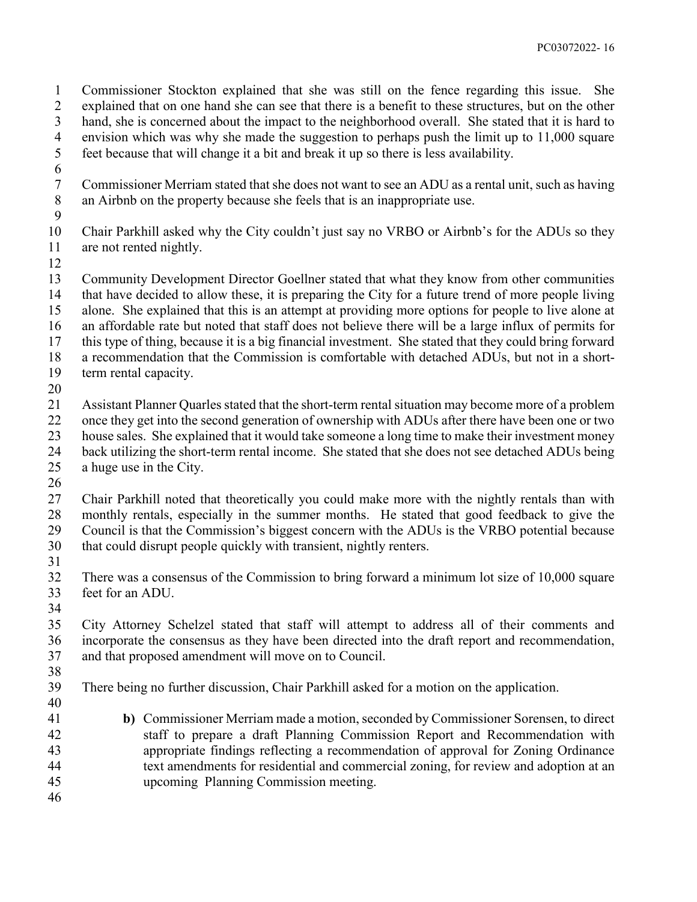Commissioner Stockton explained that she was still on the fence regarding this issue. She explained that on one hand she can see that there is a benefit to these structures, but on the other hand, she is concerned about the impact to the neighborhood overall. She stated that it is hard to envision which was why she made the suggestion to perhaps push the limit up to 11,000 square feet because that will change it a bit and break it up so there is less availability.

Commissioner Merriam stated that she does not want to see an ADU as a rental unit, such as having an Airbnb on the property because she feels that is an inappropriate use.

Chair Parkhill asked why the City couldn't just say no VRBO or Airbnb's for the ADUs so they are not rented nightly.

Community Development Director Goellner stated that what they know from other communities that have decided to allow these, it is preparing the City for a future trend of more people living alone. She explained that this is an attempt at providing more options for people to live alone at an affordable rate but noted that staff does not believe there will be a large influx of permits for this type of thing, because it is a big financial investment. She stated that they could bring forward a recommendation that the Commission is comfortable with detached ADUs, but not in a short-term rental capacity.

Assistant Planner Quarles stated that the short-term rental situation may become more of a problem once they get into the second generation of ownership with ADUs after there have been one or two house sales. She explained that it would take someone a long time to make their investment money back utilizing the short-term rental income. She stated that she does not see detached ADUs being a huge use in the City.

Chair Parkhill noted that theoretically you could make more with the nightly rentals than with monthly rentals, especially in the summer months. He stated that good feedback to give the Council is that the Commission's biggest concern with the ADUs is the VRBO potential because that could disrupt people quickly with transient, nightly renters.

There was a consensus of the Commission to bring forward a minimum lot size of 10,000 square feet for an ADU.

City Attorney Schelzel stated that staff will attempt to address all of their comments and incorporate the consensus as they have been directed into the draft report and recommendation, and that proposed amendment will move on to Council.

There being no further discussion, Chair Parkhill asked for a motion on the application.

> **b)** Commissioner Merriam made a motion, seconded by Commissioner Sorensen, to direct staff to prepare a draft Planning Commission Report and Recommendation with appropriate findings reflecting a recommendation of approval for Zoning Ordinance text amendments for residential and commercial zoning, for review and adoption at an upcoming Planning Commission meeting.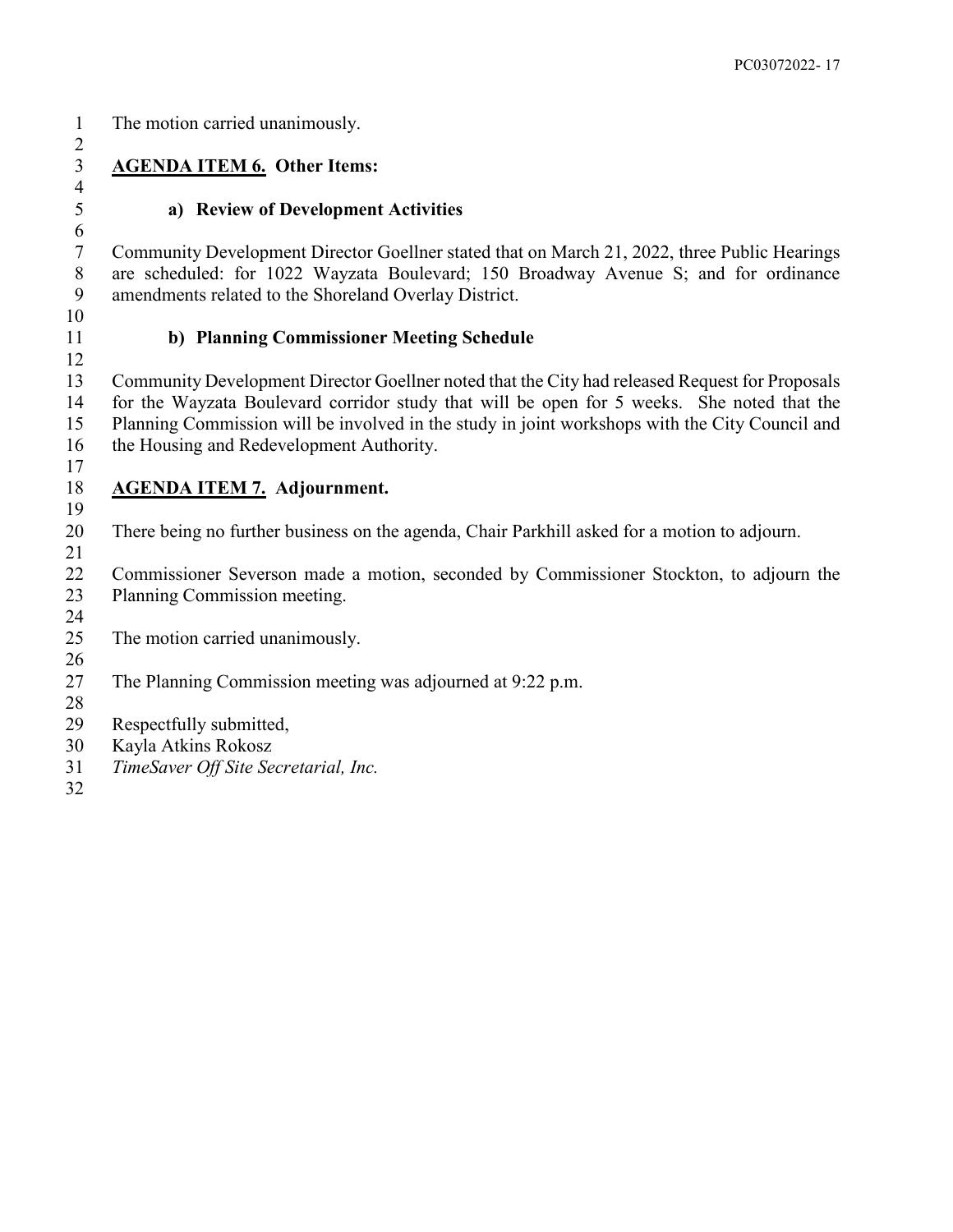The motion carried unanimously.

**AGENDA ITEM 6. Other Items:**

**a) Review of Development Activities**

Community Development Director Goellner stated that on March 21, 2022, three Public Hearings are scheduled: for 1022 Wayzata Boulevard; 150 Broadway Avenue S; and for ordinance amendments related to the Shoreland Overlay District.

**b) Planning Commissioner Meeting Schedule**

Community Development Director Goellner noted that the City had released Request for Proposals for the Wayzata Boulevard corridor study that will be open for 5 weeks. She noted that the Planning Commission will be involved in the study in joint workshops with the City Council and the Housing and Redevelopment Authority.

**AGENDA ITEM 7. Adjournment.**

There being no further business on the agenda, Chair Parkhill asked for a motion to adjourn.

Commissioner Severson made a motion, seconded by Commissioner Stockton, to adjourn the Planning Commission meeting.

The motion carried unanimously.

The Planning Commission meeting was adjourned at 9:22 p.m.

Respectfully submitted,
Kayla Atkins Rokosz
*TimeSaver Off Site Secretarial, Inc.*